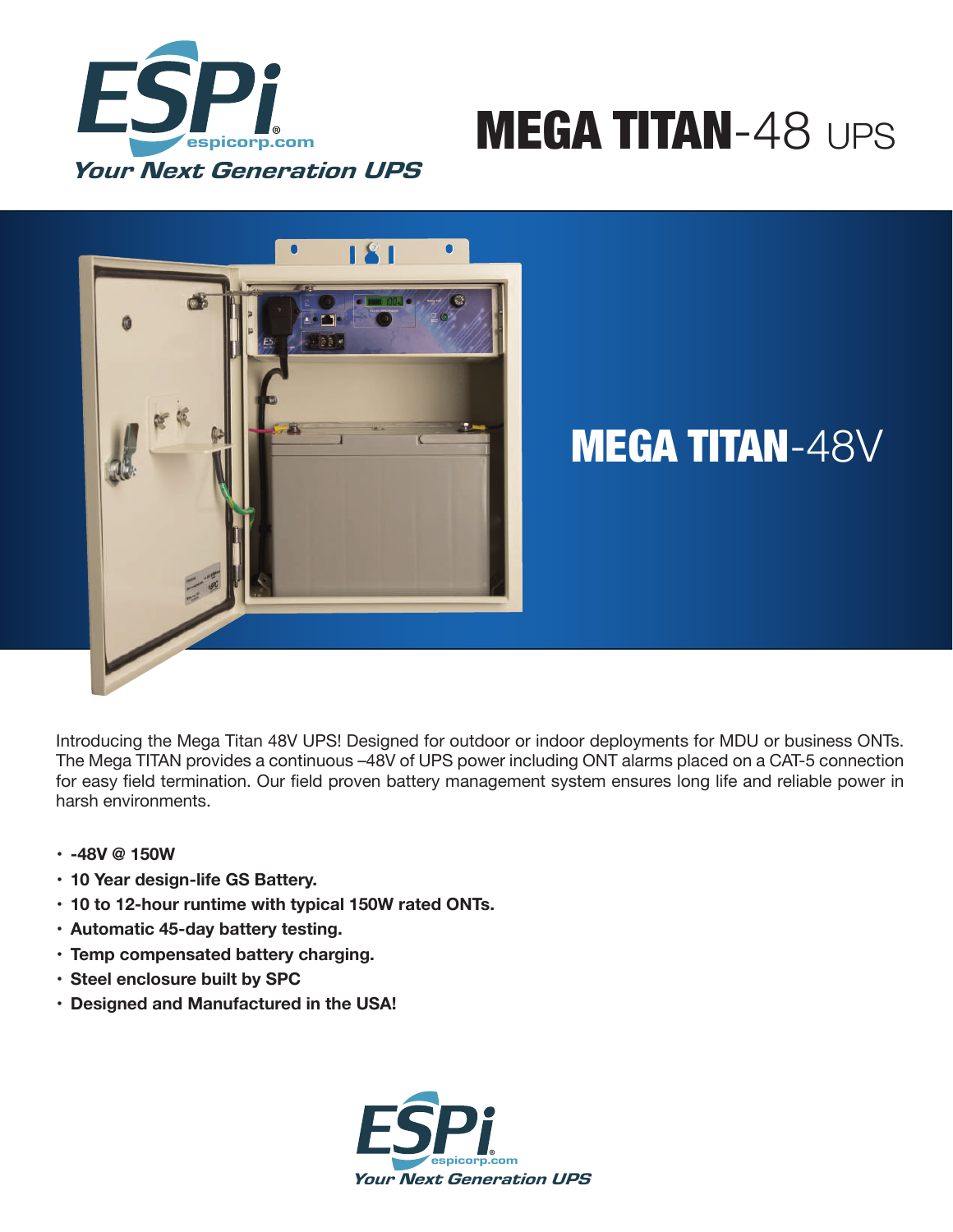# MEGA TITAN-48 UPS

ESPi espicorp.com *Your Next Generation UPS*

## MEGA TITAN-48V

Introducing the Mega Titan 48V UPS! Designed for outdoor or indoor deployments for MDU or business ONTs. The Mega TITAN provides a continuous –48V of UPS power including ONT alarms placed on a CAT-5 connection for easy field termination. Our field proven battery management system ensures long life and reliable power in harsh environments.

- **-48V @ 150W**
- **10 Year design-life GS Battery.**
- **10 to 12-hour runtime with typical 150W rated ONTs.**
- **Automatic 45-day battery testing.**
- **Temp compensated battery charging.**
- **Steel enclosure built by SPC**
- **Designed and Manufactured in the USA!**

ESPi espicorp.com *Your Next Generation UPS*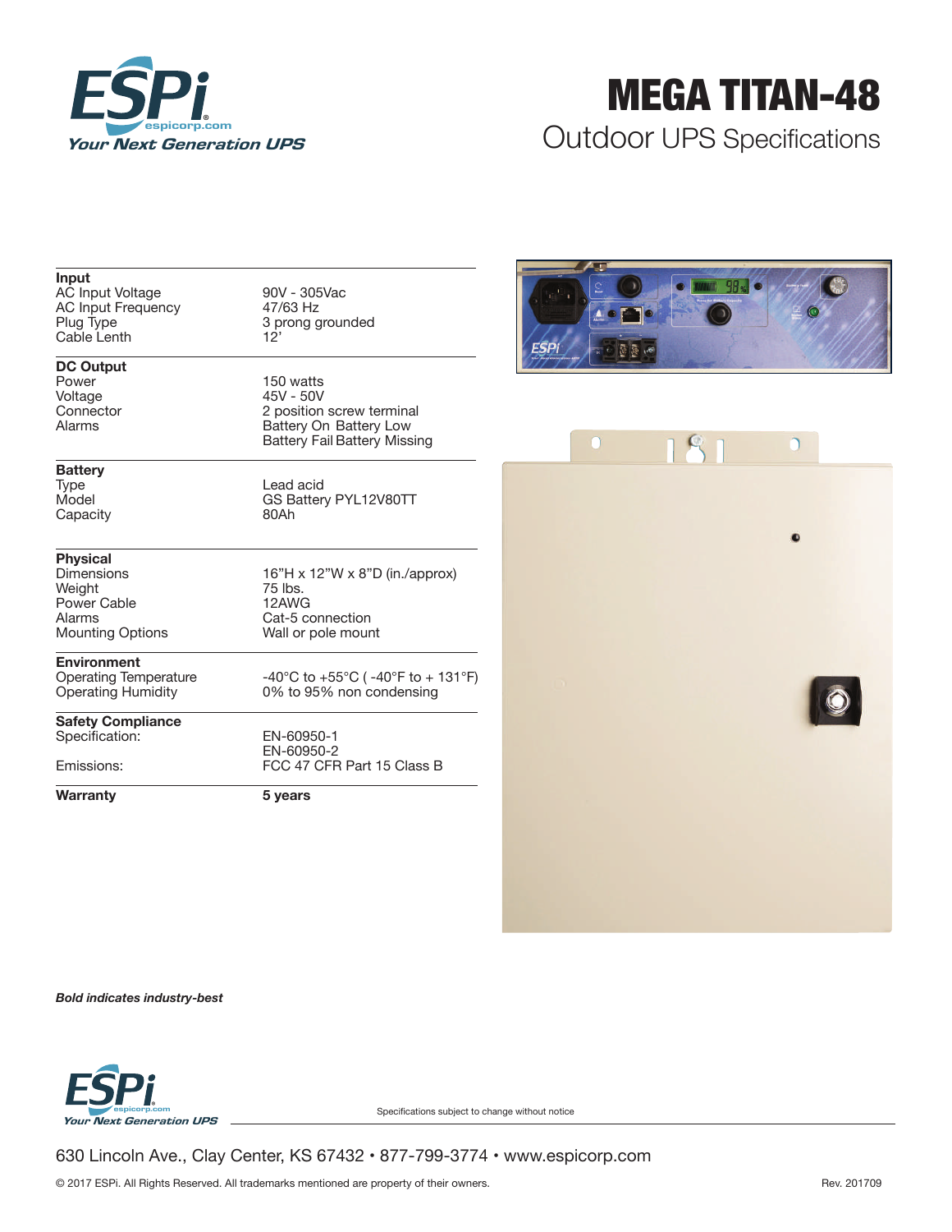# MEGA TITAN-48

## Outdoor UPS Specifications

| | |
|---|---|
| **Input** | |
| AC Input Voltage | 90V - 305Vac |
| AC Input Frequency | 47/63 Hz |
| Plug Type | 3 prong grounded |
| Cable Lenth | 12’ |
| **DC Output** | |
| Power | 150 watts |
| Voltage | 45V - 50V |
| Connector | 2 position screw terminal |
| Alarms | Battery On Battery Low<br>Battery Fail Battery Missing |
| **Battery** | |
| Type | Lead acid |
| Model | GS Battery PYL12V80TT |
| Capacity | 80Ah |
| **Physical** | |
| Dimensions | 16”H x 12”W x 8”D (in./approx) |
| Weight | 75 lbs. |
| Power Cable | 12AWG |
| Alarms | Cat-5 connection |
| Mounting Options | Wall or pole mount |
| **Environment** | |
| Operating Temperature | -40°C to +55°C ( -40°F to + 131°F) |
| Operating Humidity | 0% to 95% non condensing |
| **Safety Compliance** | |
| Specification: | EN-60950-1<br>EN-60950-2 |
| Emissions: | FCC 47 CFR Part 15 Class B |
| **Warranty** | **5 years** |

***Bold indicates industry-best***

Specifications subject to change without notice

630 Lincoln Ave., Clay Center, KS 67432 • 877-799-3774 • www.espicorp.com

© 2017 ESPi. All Rights Reserved. All trademarks mentioned are property of their owners.

Rev. 201709